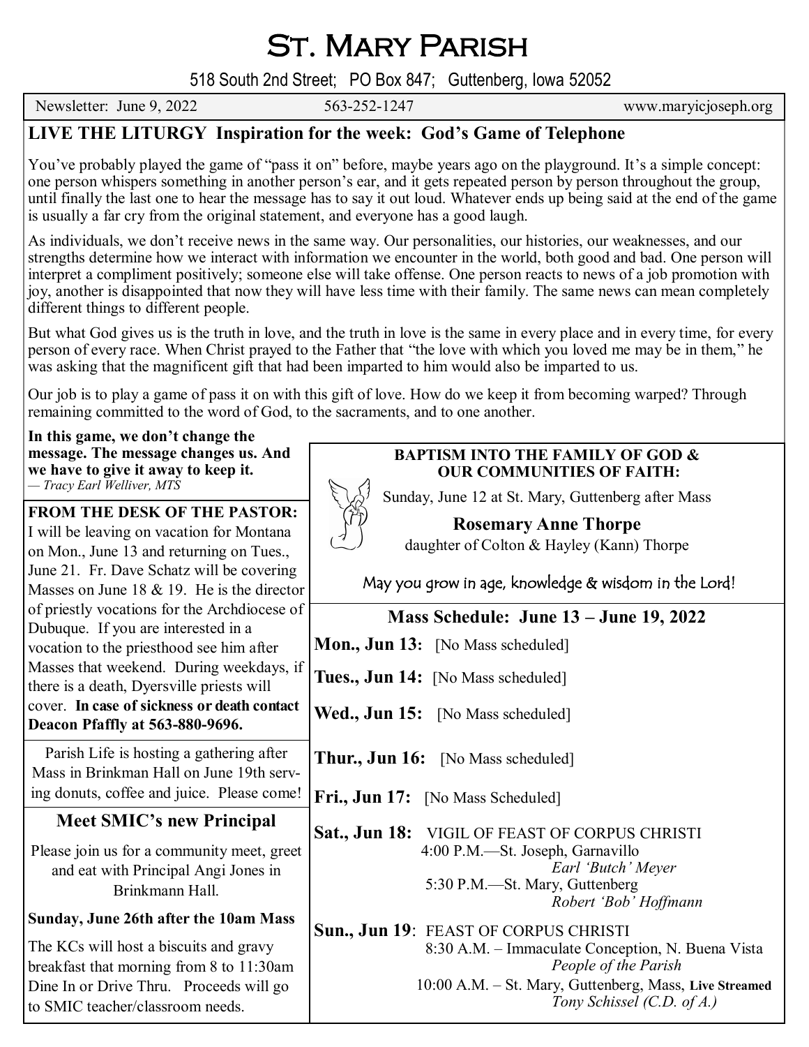# St. Mary Parish

518 South 2nd Street; PO Box 847; Guttenberg, Iowa 52052

Newsletter: June 9, 2022 | 563-252-1247 | www.maryicjoseph.org

## LIVE THE LITURGY Inspiration for the week: God's Game of Telephone

You've probably played the game of "pass it on" before, maybe years ago on the playground. It's a simple concept: one person whispers something in another person's ear, and it gets repeated person by person throughout the group, until finally the last one to hear the message has to say it out loud. Whatever ends up being said at the end of the game is usually a far cry from the original statement, and everyone has a good laugh.

As individuals, we don't receive news in the same way. Our personalities, our histories, our weaknesses, and our strengths determine how we interact with information we encounter in the world, both good and bad. One person will interpret a compliment positively; someone else will take offense. One person reacts to news of a job promotion with joy, another is disappointed that now they will have less time with their family. The same news can mean completely different things to different people.

But what God gives us is the truth in love, and the truth in love is the same in every place and in every time, for every person of every race. When Christ prayed to the Father that "the love with which you loved me may be in them," he was asking that the magnificent gift that had been imparted to him would also be imparted to us.

Our job is to play a game of pass it on with this gift of love. How do we keep it from becoming warped? Through remaining committed to the word of God, to the sacraments, and to one another.

**In this game, we don't change the message. The message changes us. And we have to give it away to keep it.**
*— Tracy Earl Welliver, MTS*

### FROM THE DESK OF THE PASTOR:

I will be leaving on vacation for Montana on Mon., June 13 and returning on Tues., June 21. Fr. Dave Schatz will be covering Masses on June 18 & 19. He is the director of priestly vocations for the Archdiocese of Dubuque. If you are interested in a vocation to the priesthood see him after Masses that weekend. During weekdays, if there is a death, Dyersville priests will cover. **In case of sickness or death contact Deacon Pfaffly at 563-880-9696.**

Parish Life is hosting a gathering after Mass in Brinkman Hall on June 19th serving donuts, coffee and juice. Please come!

### Meet SMIC's new Principal

Please join us for a community meet, greet and eat with Principal Angi Jones in Brinkmann Hall.

**Sunday, June 26th after the 10am Mass**

The KCs will host a biscuits and gravy breakfast that morning from 8 to 11:30am Dine In or Drive Thru. Proceeds will go to SMIC teacher/classroom needs.

### BAPTISM INTO THE FAMILY OF GOD & OUR COMMUNITIES OF FAITH:

Sunday, June 12 at St. Mary, Guttenberg after Mass

**Rosemary Anne Thorpe**
daughter of Colton & Hayley (Kann) Thorpe

May you grow in age, knowledge & wisdom in the Lord!

### Mass Schedule: June 13 – June 19, 2022

**Mon., Jun 13:** [No Mass scheduled]

**Tues., Jun 14:** [No Mass scheduled]

**Wed., Jun 15:** [No Mass scheduled]

**Thur., Jun 16:** [No Mass scheduled]

**Fri., Jun 17:** [No Mass Scheduled]

**Sat., Jun 18:** VIGIL OF FEAST OF CORPUS CHRISTI
4:00 P.M.—St. Joseph, Garnavillo
*Earl 'Butch' Meyer*
5:30 P.M.—St. Mary, Guttenberg
*Robert 'Bob' Hoffmann*

**Sun., Jun 19**: FEAST OF CORPUS CHRISTI
8:30 A.M. – Immaculate Conception, N. Buena Vista
*People of the Parish*
10:00 A.M. – St. Mary, Guttenberg, Mass, **Live Streamed**
*Tony Schissel (C.D. of A.)*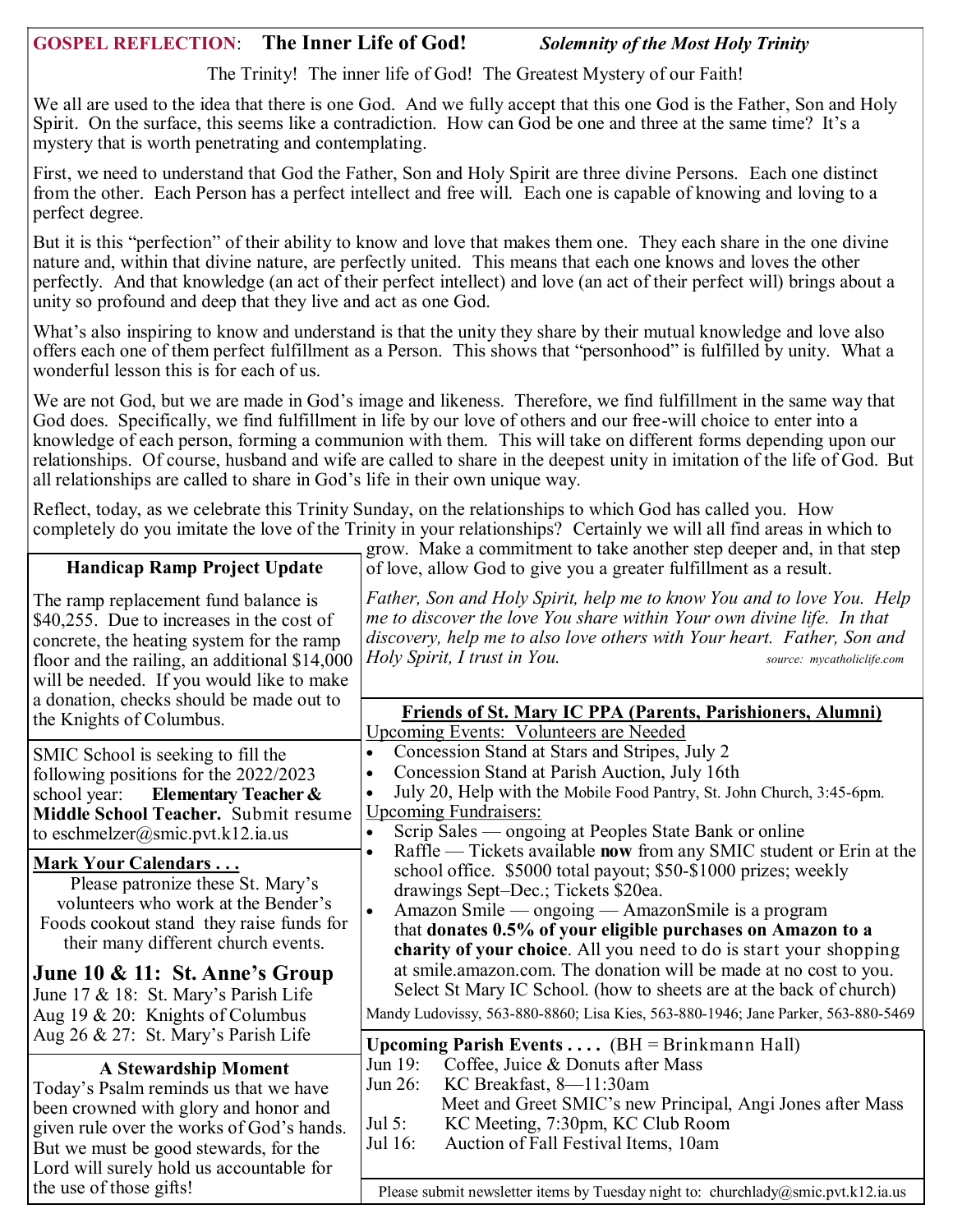## GOSPEL REFLECTION: The Inner Life of God! *Solemnity of the Most Holy Trinity*

The Trinity! The inner life of God! The Greatest Mystery of our Faith!

We all are used to the idea that there is one God. And we fully accept that this one God is the Father, Son and Holy Spirit. On the surface, this seems like a contradiction. How can God be one and three at the same time? It's a mystery that is worth penetrating and contemplating.

First, we need to understand that God the Father, Son and Holy Spirit are three divine Persons. Each one distinct from the other. Each Person has a perfect intellect and free will. Each one is capable of knowing and loving to a perfect degree.

But it is this "perfection" of their ability to know and love that makes them one. They each share in the one divine nature and, within that divine nature, are perfectly united. This means that each one knows and loves the other perfectly. And that knowledge (an act of their perfect intellect) and love (an act of their perfect will) brings about a unity so profound and deep that they live and act as one God.

What's also inspiring to know and understand is that the unity they share by their mutual knowledge and love also offers each one of them perfect fulfillment as a Person. This shows that "personhood" is fulfilled by unity. What a wonderful lesson this is for each of us.

We are not God, but we are made in God's image and likeness. Therefore, we find fulfillment in the same way that God does. Specifically, we find fulfillment in life by our love of others and our free-will choice to enter into a knowledge of each person, forming a communion with them. This will take on different forms depending upon our relationships. Of course, husband and wife are called to share in the deepest unity in imitation of the life of God. But all relationships are called to share in God's life in their own unique way.

Reflect, today, as we celebrate this Trinity Sunday, on the relationships to which God has called you. How completely do you imitate the love of the Trinity in your relationships? Certainly we will all find areas in which to grow. Make a commitment to take another step deeper and, in that step of love, allow God to give you a greater fulfillment as a result.

*Father, Son and Holy Spirit, help me to know You and to love You. Help me to discover the love You share within Your own divine life. In that discovery, help me to also love others with Your heart. Father, Son and Holy Spirit, I trust in You.*

source: mycatholiclife.com

### Handicap Ramp Project Update

The ramp replacement fund balance is $40,255. Due to increases in the cost of concrete, the heating system for the ramp floor and the railing, an additional $14,000 will be needed. If you would like to make a donation, checks should be made out to the Knights of Columbus.

SMIC School is seeking to fill the following positions for the 2022/2023 school year: **Elementary Teacher & Middle School Teacher.** Submit resume to eschmelzer@smic.pvt.k12.ia.us

### Mark Your Calendars . . .

Please patronize these St. Mary's volunteers who work at the Bender's Foods cookout stand they raise funds for their many different church events.

**June 10 & 11: St. Anne's Group**
June 17 & 18: St. Mary's Parish Life
Aug 19 & 20: Knights of Columbus
Aug 26 & 27: St. Mary's Parish Life

### A Stewardship Moment

Today's Psalm reminds us that we have been crowned with glory and honor and given rule over the works of God's hands. But we must be good stewards, for the Lord will surely hold us accountable for the use of those gifts!

### Friends of St. Mary IC PPA (Parents, Parishioners, Alumni)

Upcoming Events: Volunteers are Needed

- Concession Stand at Stars and Stripes, July 2
- Concession Stand at Parish Auction, July 16th
- July 20, Help with the Mobile Food Pantry, St. John Church, 3:45-6pm.

Upcoming Fundraisers:

- Scrip Sales — ongoing at Peoples State Bank or online
- Raffle — Tickets available **now** from any SMIC student or Erin at the school office. $5000 total payout; $50-$1000 prizes; weekly drawings Sept–Dec.; Tickets $20ea.
- Amazon Smile — ongoing — AmazonSmile is a program that **donates 0.5% of your eligible purchases on Amazon to a charity of your choice**. All you need to do is start your shopping at smile.amazon.com. The donation will be made at no cost to you. Select St Mary IC School. (how to sheets are at the back of church)

Mandy Ludovissy, 563-880-8860; Lisa Kies, 563-880-1946; Jane Parker, 563-880-5469

### Upcoming Parish Events . . . . (BH = Brinkmann Hall)

Jun 19: Coffee, Juice & Donuts after Mass
Jun 26: KC Breakfast, 8—11:30am
Meet and Greet SMIC's new Principal, Angi Jones after Mass
Jul 5: KC Meeting, 7:30pm, KC Club Room
Jul 16: Auction of Fall Festival Items, 10am

Please submit newsletter items by Tuesday night to: churchlady@smic.pvt.k12.ia.us